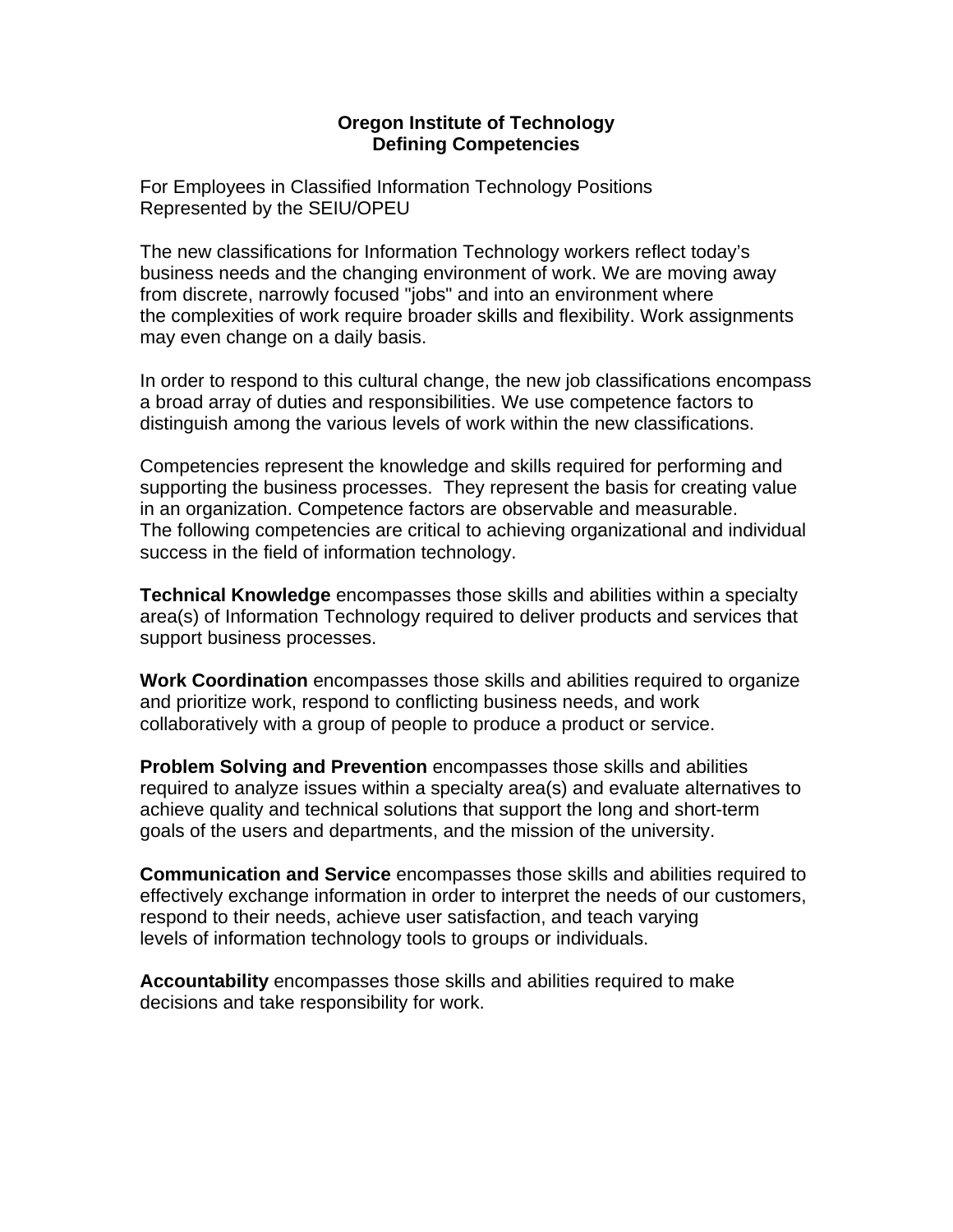# Oregon Institute of Technology
## Defining Competencies

For Employees in Classified Information Technology Positions
Represented by the SEIU/OPEU

The new classifications for Information Technology workers reflect today's business needs and the changing environment of work. We are moving away from discrete, narrowly focused "jobs" and into an environment where the complexities of work require broader skills and flexibility. Work assignments may even change on a daily basis.

In order to respond to this cultural change, the new job classifications encompass a broad array of duties and responsibilities. We use competence factors to distinguish among the various levels of work within the new classifications.

Competencies represent the knowledge and skills required for performing and supporting the business processes. They represent the basis for creating value in an organization. Competence factors are observable and measurable. The following competencies are critical to achieving organizational and individual success in the field of information technology.

**Technical Knowledge** encompasses those skills and abilities within a specialty area(s) of Information Technology required to deliver products and services that support business processes.

**Work Coordination** encompasses those skills and abilities required to organize and prioritize work, respond to conflicting business needs, and work collaboratively with a group of people to produce a product or service.

**Problem Solving and Prevention** encompasses those skills and abilities required to analyze issues within a specialty area(s) and evaluate alternatives to achieve quality and technical solutions that support the long and short-term goals of the users and departments, and the mission of the university.

**Communication and Service** encompasses those skills and abilities required to effectively exchange information in order to interpret the needs of our customers, respond to their needs, achieve user satisfaction, and teach varying levels of information technology tools to groups or individuals.

**Accountability** encompasses those skills and abilities required to make decisions and take responsibility for work.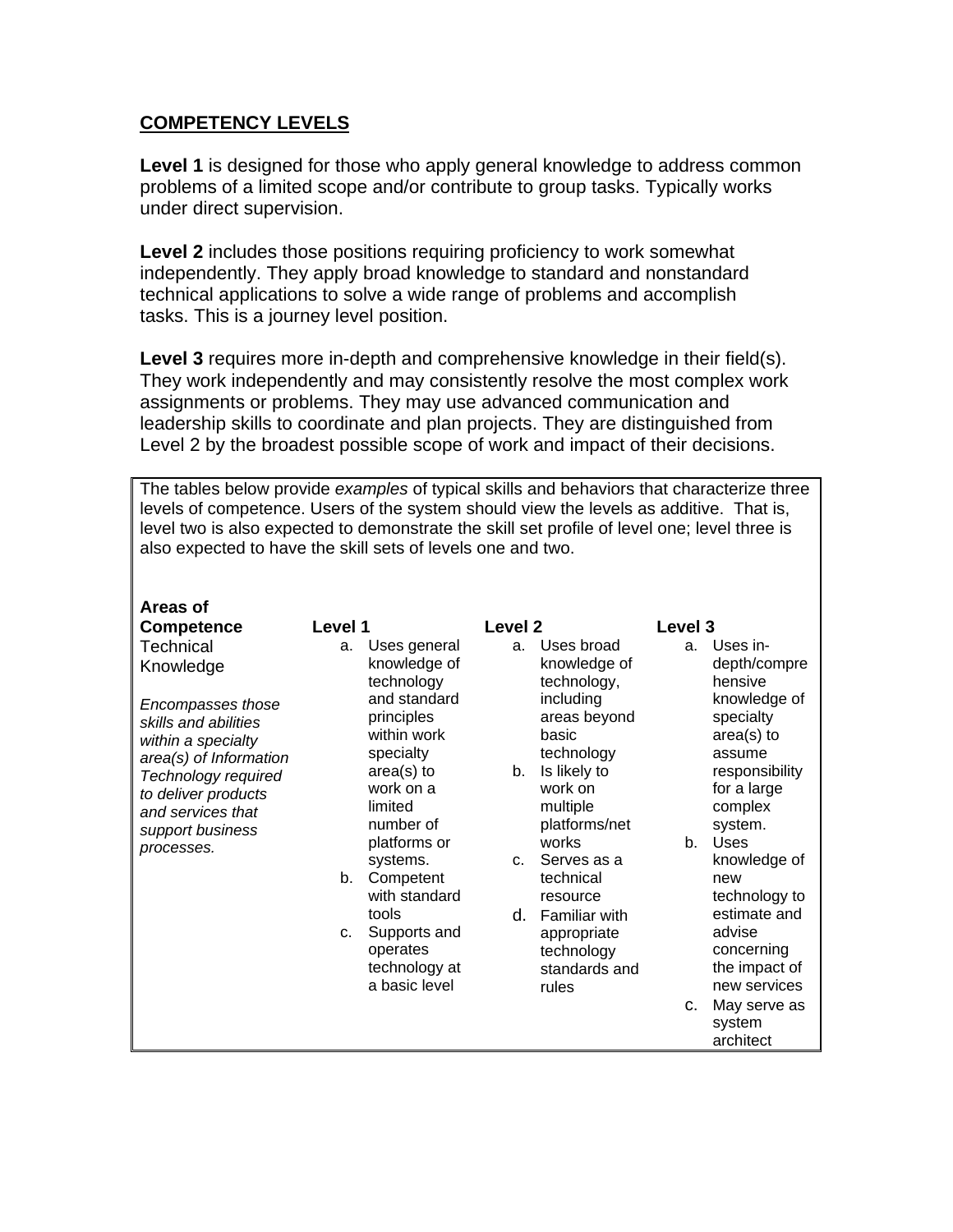## COMPETENCY LEVELS

**Level 1** is designed for those who apply general knowledge to address common problems of a limited scope and/or contribute to group tasks. Typically works under direct supervision.

**Level 2** includes those positions requiring proficiency to work somewhat independently. They apply broad knowledge to standard and nonstandard technical applications to solve a wide range of problems and accomplish tasks. This is a journey level position.

**Level 3** requires more in-depth and comprehensive knowledge in their field(s). They work independently and may consistently resolve the most complex work assignments or problems. They may use advanced communication and leadership skills to coordinate and plan projects. They are distinguished from Level 2 by the broadest possible scope of work and impact of their decisions.

The tables below provide *examples* of typical skills and behaviors that characterize three levels of competence. Users of the system should view the levels as additive. That is, level two is also expected to demonstrate the skill set profile of level one; level three is also expected to have the skill sets of levels one and two.

| Areas of Competence | Level 1 | Level 2 | Level 3 |
|---|---|---|---|
| Technical Knowledge<br><br>*Encompasses those skills and abilities within a specialty area(s) of Information Technology required to deliver products and services that support business processes.* | a. Uses general knowledge of technology and standard principles within work specialty area(s) to work on a limited number of platforms or systems.<br>b. Competent with standard tools<br>c. Supports and operates technology at a basic level | a. Uses broad knowledge of technology, including areas beyond basic technology<br>b. Is likely to work on multiple platforms/networks<br>c. Serves as a technical resource<br>d. Familiar with appropriate technology standards and rules | a. Uses in-depth/comprehensive knowledge of specialty area(s) to assume responsibility for a large complex system.<br>b. Uses knowledge of new technology to estimate and advise concerning the impact of new services<br>c. May serve as system architect |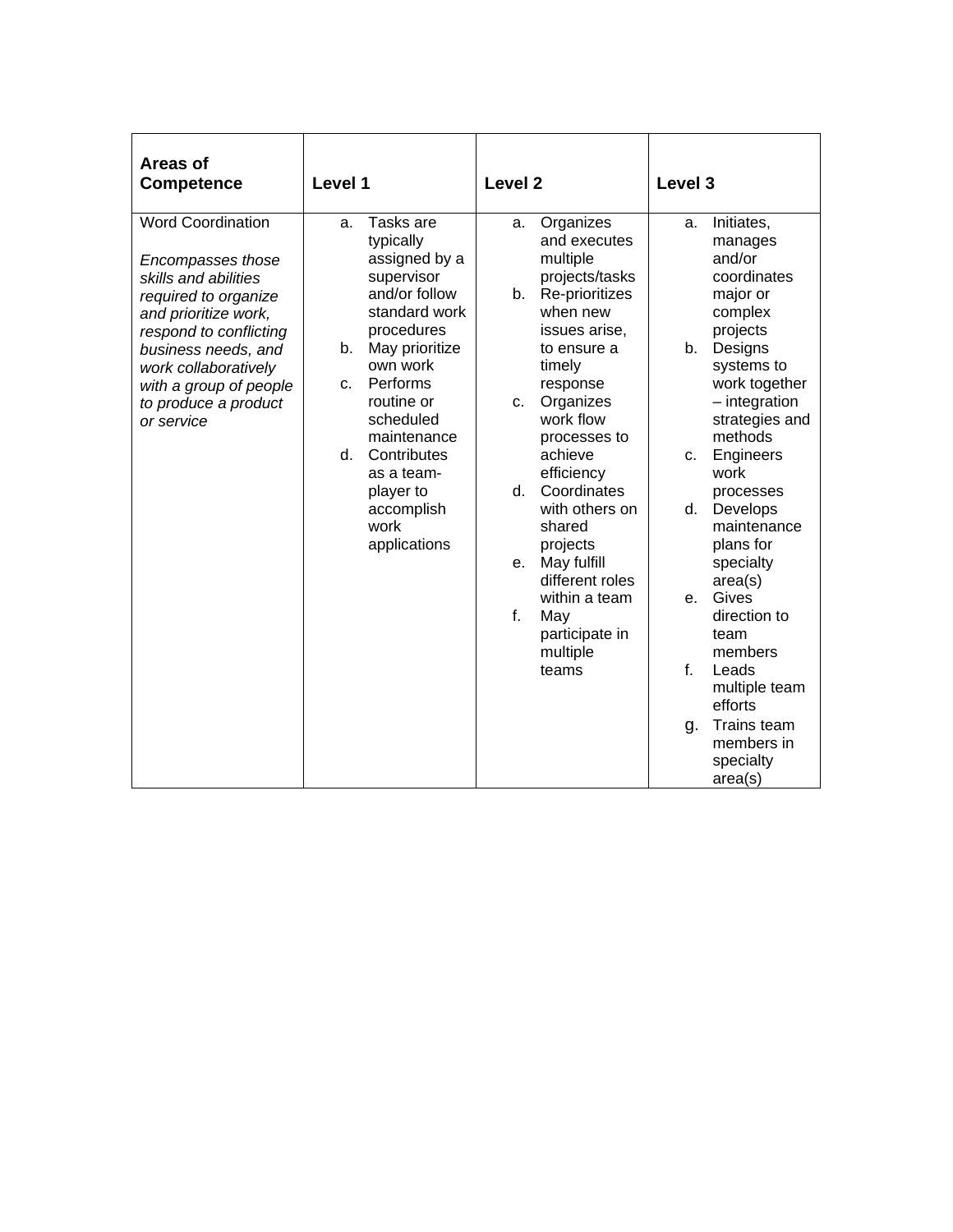| Areas of Competence | Level 1 | Level 2 | Level 3 |
|---|---|---|---|
| Word Coordination<br><br>*Encompasses those skills and abilities required to organize and prioritize work, respond to conflicting business needs, and work collaboratively with a group of people to produce a product or service* | a. Tasks are typically assigned by a supervisor and/or follow standard work procedures<br>b. May prioritize own work<br>c. Performs routine or scheduled maintenance<br>d. Contributes as a team-player to accomplish work applications | a. Organizes and executes multiple projects/tasks<br>b. Re-prioritizes when new issues arise, to ensure a timely response<br>c. Organizes work flow processes to achieve efficiency<br>d. Coordinates with others on shared projects<br>e. May fulfill different roles within a team<br>f. May participate in multiple teams | a. Initiates, manages and/or coordinates major or complex projects<br>b. Designs systems to work together – integration strategies and methods<br>c. Engineers work processes<br>d. Develops maintenance plans for specialty area(s)<br>e. Gives direction to team members<br>f. Leads multiple team efforts<br>g. Trains team members in specialty area(s) |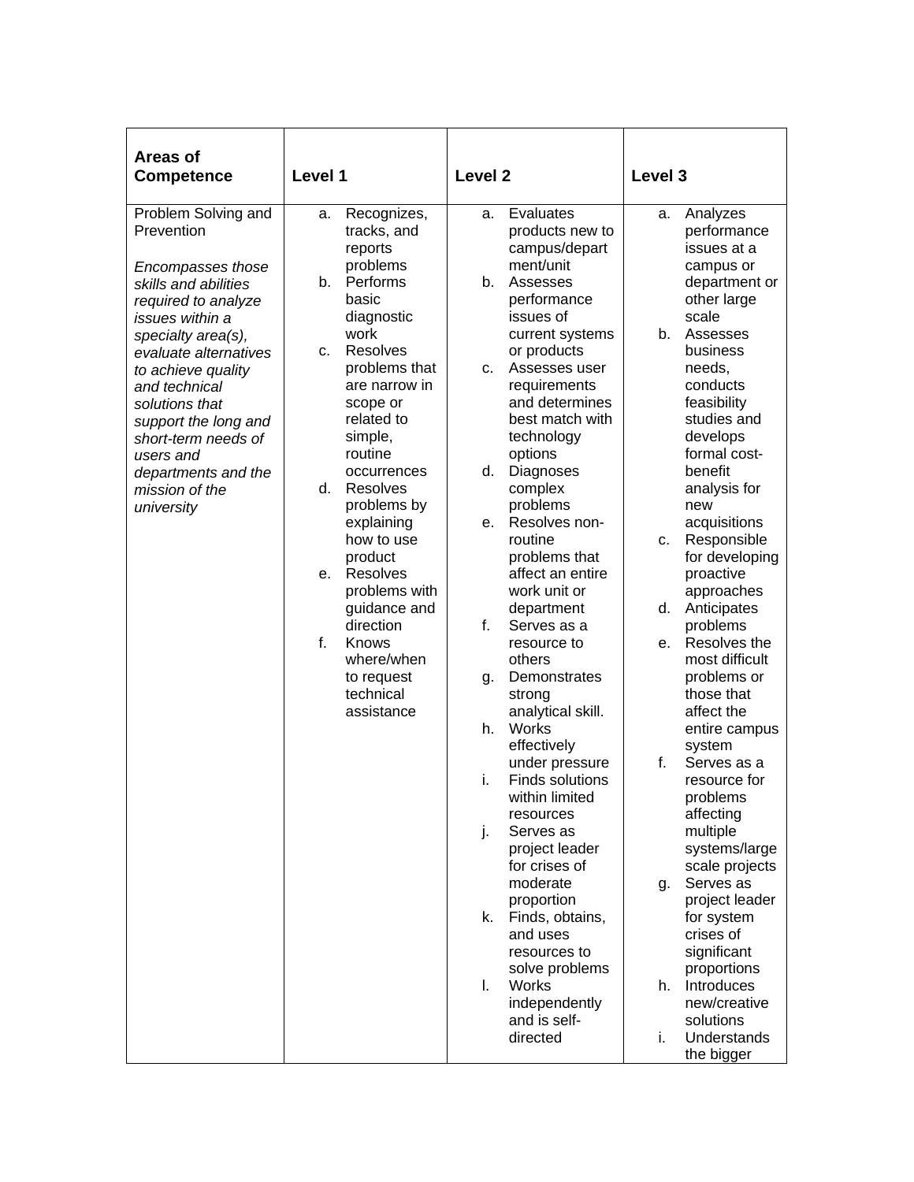| Areas of Competence | Level 1 | Level 2 | Level 3 |
|---|---|---|---|
| Problem Solving and Prevention<br><br>*Encompasses those skills and abilities required to analyze issues within a specialty area(s), evaluate alternatives to achieve quality and technical solutions that support the long and short-term needs of users and departments and the mission of the university* | a. Recognizes, tracks, and reports problems<br>b. Performs basic diagnostic work<br>c. Resolves problems that are narrow in scope or related to simple, routine occurrences<br>d. Resolves problems by explaining how to use product<br>e. Resolves problems with guidance and direction<br>f. Knows where/when to request technical assistance | a. Evaluates products new to campus/department/unit<br>b. Assesses performance issues of current systems or products<br>c. Assesses user requirements and determines best match with technology options<br>d. Diagnoses complex problems<br>e. Resolves non-routine problems that affect an entire work unit or department<br>f. Serves as a resource to others<br>g. Demonstrates strong analytical skill.<br>h. Works effectively under pressure<br>i. Finds solutions within limited resources<br>j. Serves as project leader for crises of moderate proportion<br>k. Finds, obtains, and uses resources to solve problems<br>l. Works independently and is self-directed | a. Analyzes performance issues at a campus or department or other large scale<br>b. Assesses business needs, conducts feasibility studies and develops formal cost-benefit analysis for new acquisitions<br>c. Responsible for developing proactive approaches<br>d. Anticipates problems<br>e. Resolves the most difficult problems or those that affect the entire campus system<br>f. Serves as a resource for problems affecting multiple systems/large scale projects<br>g. Serves as project leader for system crises of significant proportions<br>h. Introduces new/creative solutions<br>i. Understands the bigger |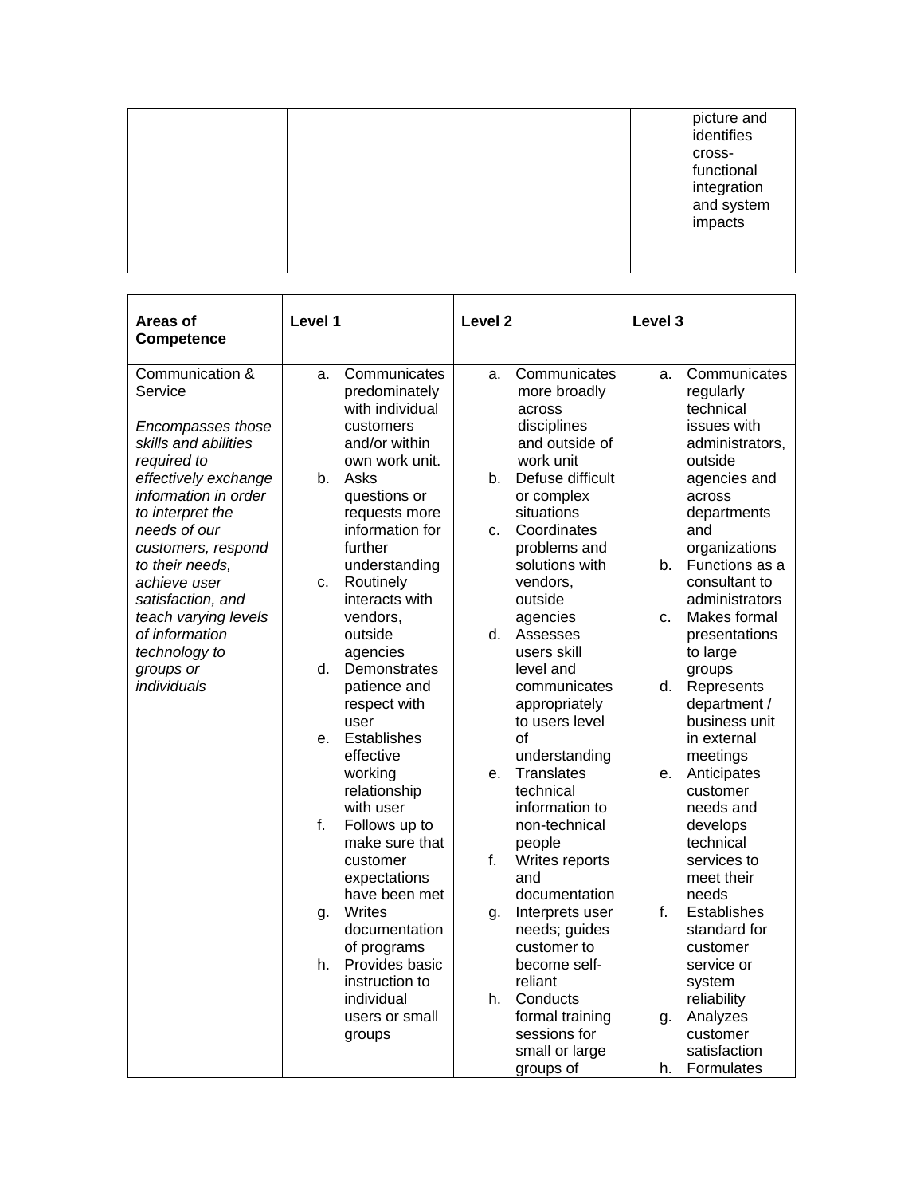| | | | picture and identifies cross-functional integration and system impacts |
|---|---|---|---|

| **Areas of Competence** | **Level 1** | **Level 2** | **Level 3** |
|---|---|---|---|
| Communication & Service<br><br>*Encompasses those skills and abilities required to effectively exchange information in order to interpret the needs of our customers, respond to their needs, achieve user satisfaction, and teach varying levels of information technology to groups or individuals* | a. Communicates predominately with individual customers and/or within own work unit.<br>b. Asks questions or requests more information for further understanding<br>c. Routinely interacts with vendors, outside agencies<br>d. Demonstrates patience and respect with user<br>e. Establishes effective working relationship with user<br>f. Follows up to make sure that customer expectations have been met<br>g. Writes documentation of programs<br>h. Provides basic instruction to individual users or small groups | a. Communicates more broadly across disciplines and outside of work unit<br>b. Defuse difficult or complex situations<br>c. Coordinates problems and solutions with vendors, outside agencies<br>d. Assesses users skill level and communicates appropriately to users level of understanding<br>e. Translates technical information to non-technical people<br>f. Writes reports and documentation<br>g. Interprets user needs; guides customer to become self-reliant<br>h. Conducts formal training sessions for small or large groups of | a. Communicates regularly technical issues with administrators, outside agencies and across departments and organizations<br>b. Functions as a consultant to administrators<br>c. Makes formal presentations to large groups<br>d. Represents department / business unit in external meetings<br>e. Anticipates customer needs and develops technical services to meet their needs<br>f. Establishes standard for customer service or system reliability<br>g. Analyzes customer satisfaction<br>h. Formulates |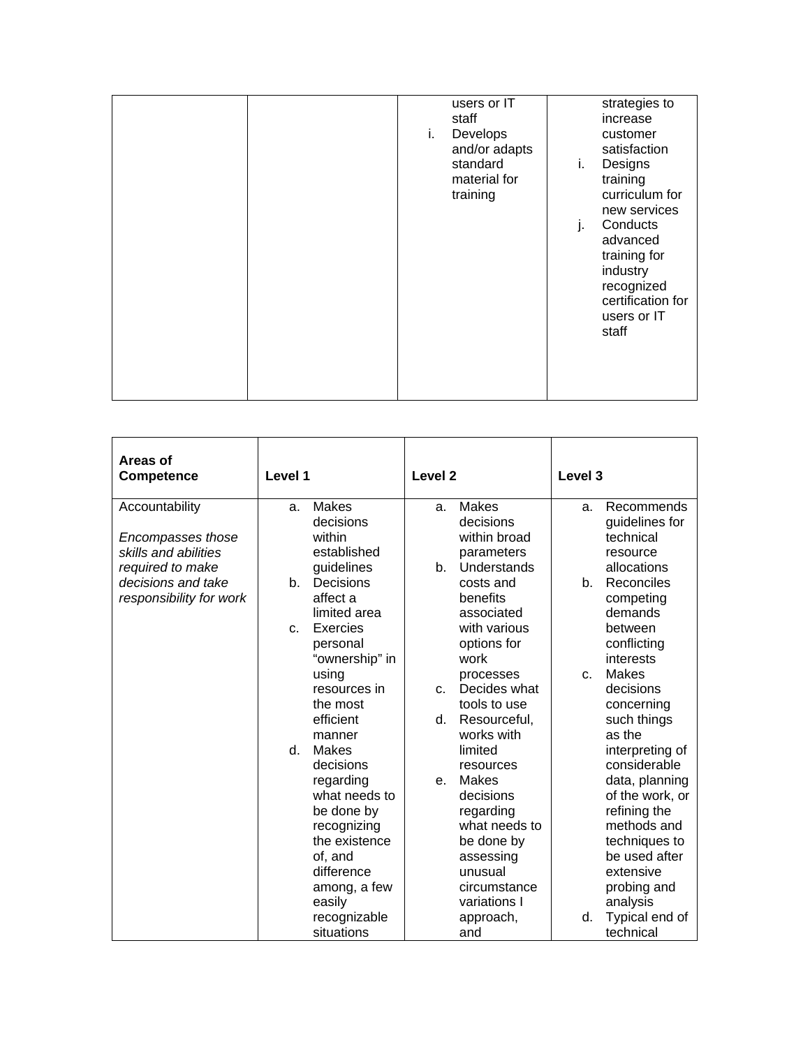| | | | |
|---|---|---|---|
| | | users or IT staff<br>i. Develops and/or adapts standard material for training | strategies to increase customer satisfaction<br>i. Designs training curriculum for new services<br>j. Conducts advanced training for industry recognized certification for users or IT staff |

| **Areas of Competence** | **Level 1** | **Level 2** | **Level 3** |
|---|---|---|---|
| Accountability<br><br>*Encompasses those skills and abilities required to make decisions and take responsibility for work* | a. Makes decisions within established guidelines<br>b. Decisions affect a limited area<br>c. Exercies personal "ownership" in using resources in the most efficient manner<br>d. Makes decisions regarding what needs to be done by recognizing the existence of, and difference among, a few easily recognizable situations | a. Makes decisions within broad parameters<br>b. Understands costs and benefits associated with various options for work processes<br>c. Decides what tools to use<br>d. Resourceful, works with limited resources<br>e. Makes decisions regarding what needs to be done by assessing unusual circumstance variations I approach, and | a. Recommends guidelines for technical resource allocations<br>b. Reconciles competing demands between conflicting interests<br>c. Makes decisions concerning such things as the interpreting of considerable data, planning of the work, or refining the methods and techniques to be used after extensive probing and analysis<br>d. Typical end of technical |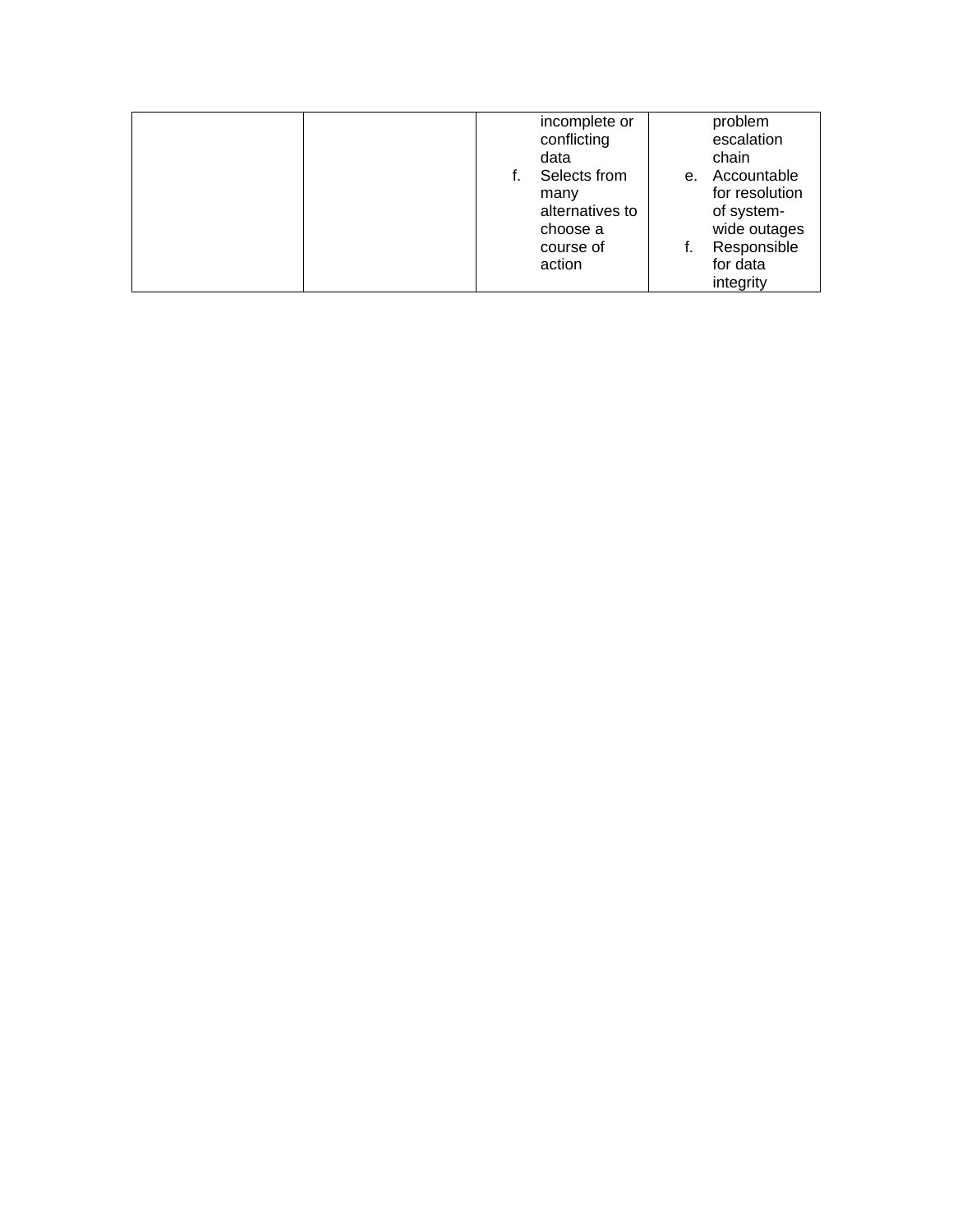| | | | |
|---|---|---|---|
| | | incomplete or conflicting data<br>f. Selects from many alternatives to choose a course of action | problem escalation chain<br>e. Accountable for resolution of system-wide outages<br>f. Responsible for data integrity |